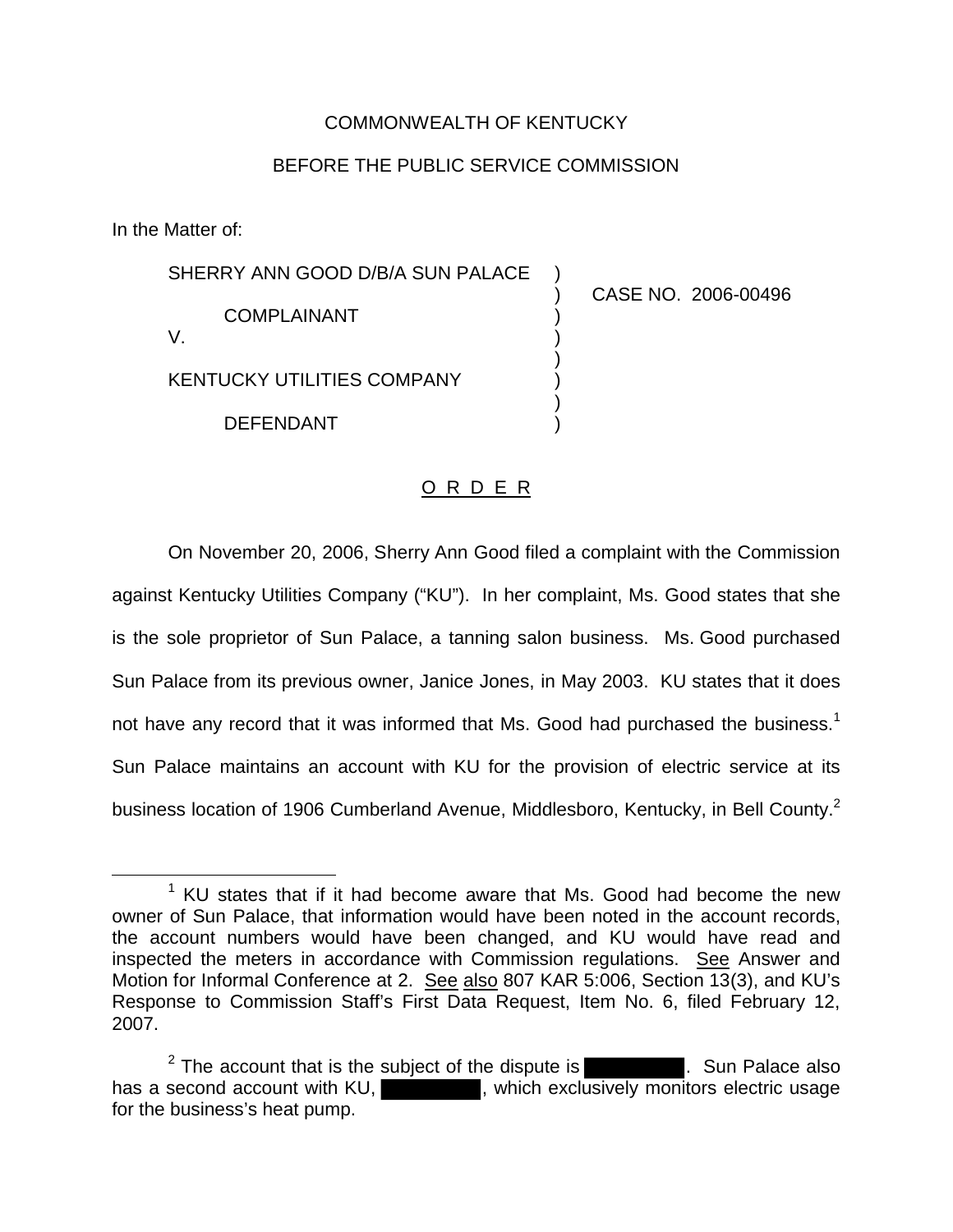COMMONWEALTH OF KENTUCKY

BEFORE THE PUBLIC SERVICE COMMISSION

In the Matter of:

| | | |
|---|---|---|
| SHERRY ANN GOOD D/B/A SUN PALACE | ) | |
| | ) | CASE NO. 2006-00496 |
| COMPLAINANT | ) | |
| V. | ) | |
| | ) | |
| KENTUCKY UTILITIES COMPANY | ) | |
| | ) | |
| DEFENDANT | ) | |

O R D E R

On November 20, 2006, Sherry Ann Good filed a complaint with the Commission against Kentucky Utilities Company ("KU"). In her complaint, Ms. Good states that she is the sole proprietor of Sun Palace, a tanning salon business. Ms. Good purchased Sun Palace from its previous owner, Janice Jones, in May 2003. KU states that it does not have any record that it was informed that Ms. Good had purchased the business.[1] Sun Palace maintains an account with KU for the provision of electric service at its business location of 1906 Cumberland Avenue, Middlesboro, Kentucky, in Bell County.[2]

---

[1] KU states that if it had become aware that Ms. Good had become the new owner of Sun Palace, that information would have been noted in the account records, the account numbers would have been changed, and KU would have read and inspected the meters in accordance with Commission regulations. See Answer and Motion for Informal Conference at 2. See also 807 KAR 5:006, Section 13(3), and KU's Response to Commission Staff's First Data Request, Item No. 6, filed February 12, 2007.

[2] The account that is the subject of the dispute is [REDACTED]. Sun Palace also has a second account with KU, [REDACTED], which exclusively monitors electric usage for the business's heat pump.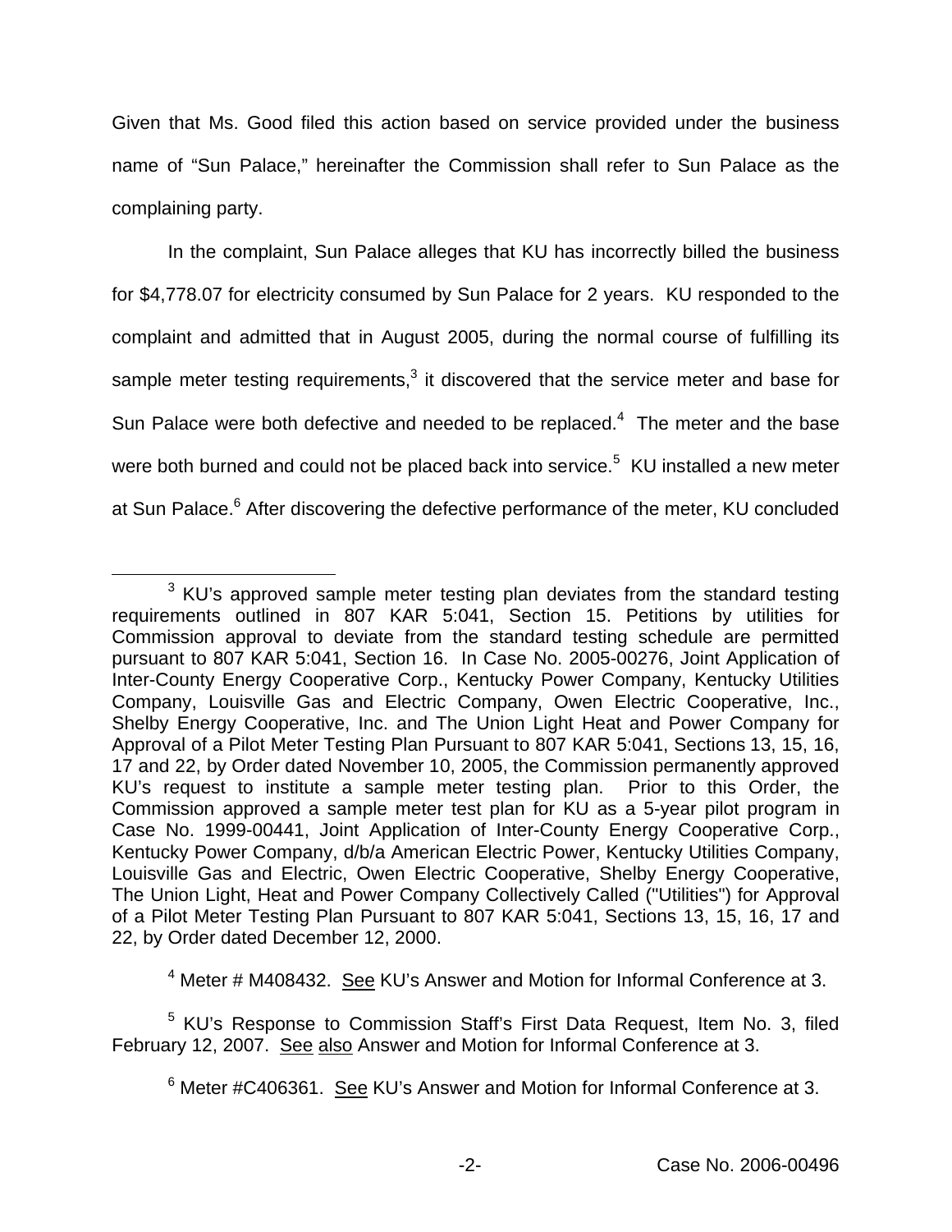Given that Ms. Good filed this action based on service provided under the business name of "Sun Palace," hereinafter the Commission shall refer to Sun Palace as the complaining party.

In the complaint, Sun Palace alleges that KU has incorrectly billed the business for $4,778.07 for electricity consumed by Sun Palace for 2 years. KU responded to the complaint and admitted that in August 2005, during the normal course of fulfilling its sample meter testing requirements,[3] it discovered that the service meter and base for Sun Palace were both defective and needed to be replaced.[4] The meter and the base were both burned and could not be placed back into service.[5] KU installed a new meter at Sun Palace.[6] After discovering the defective performance of the meter, KU concluded

---

[3] KU's approved sample meter testing plan deviates from the standard testing requirements outlined in 807 KAR 5:041, Section 15. Petitions by utilities for Commission approval to deviate from the standard testing schedule are permitted pursuant to 807 KAR 5:041, Section 16. In Case No. 2005-00276, Joint Application of Inter-County Energy Cooperative Corp., Kentucky Power Company, Kentucky Utilities Company, Louisville Gas and Electric Company, Owen Electric Cooperative, Inc., Shelby Energy Cooperative, Inc. and The Union Light Heat and Power Company for Approval of a Pilot Meter Testing Plan Pursuant to 807 KAR 5:041, Sections 13, 15, 16, 17 and 22, by Order dated November 10, 2005, the Commission permanently approved KU's request to institute a sample meter testing plan. Prior to this Order, the Commission approved a sample meter test plan for KU as a 5-year pilot program in Case No. 1999-00441, Joint Application of Inter-County Energy Cooperative Corp., Kentucky Power Company, d/b/a American Electric Power, Kentucky Utilities Company, Louisville Gas and Electric, Owen Electric Cooperative, Shelby Energy Cooperative, The Union Light, Heat and Power Company Collectively Called ("Utilities") for Approval of a Pilot Meter Testing Plan Pursuant to 807 KAR 5:041, Sections 13, 15, 16, 17 and 22, by Order dated December 12, 2000.

[4] Meter # M408432. See KU's Answer and Motion for Informal Conference at 3.

[5] KU's Response to Commission Staff's First Data Request, Item No. 3, filed February 12, 2007. See also Answer and Motion for Informal Conference at 3.

[6] Meter #C406361. See KU's Answer and Motion for Informal Conference at 3.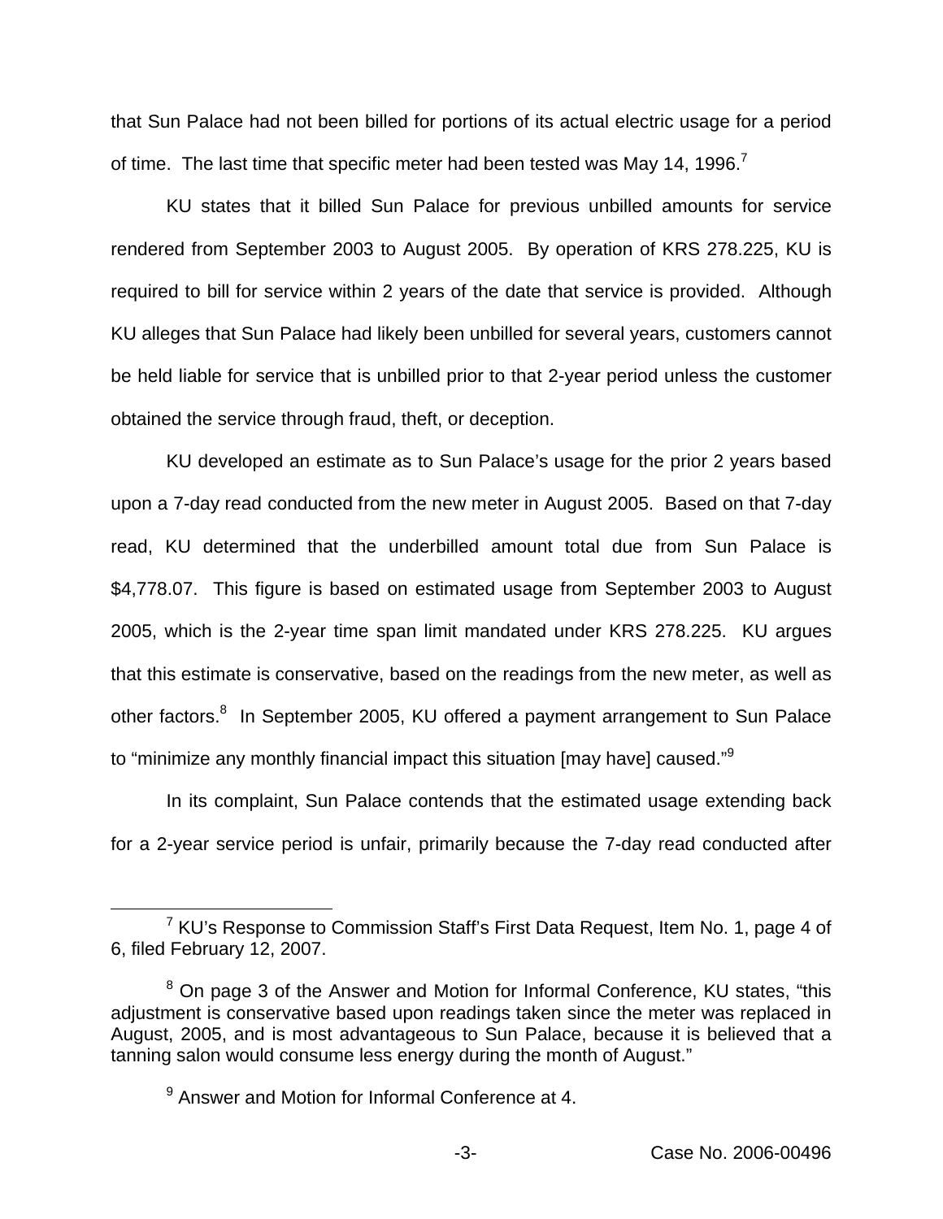that Sun Palace had not been billed for portions of its actual electric usage for a period of time. The last time that specific meter had been tested was May 14, 1996.[7]

KU states that it billed Sun Palace for previous unbilled amounts for service rendered from September 2003 to August 2005. By operation of KRS 278.225, KU is required to bill for service within 2 years of the date that service is provided. Although KU alleges that Sun Palace had likely been unbilled for several years, customers cannot be held liable for service that is unbilled prior to that 2-year period unless the customer obtained the service through fraud, theft, or deception.

KU developed an estimate as to Sun Palace's usage for the prior 2 years based upon a 7-day read conducted from the new meter in August 2005. Based on that 7-day read, KU determined that the underbilled amount total due from Sun Palace is $4,778.07. This figure is based on estimated usage from September 2003 to August 2005, which is the 2-year time span limit mandated under KRS 278.225. KU argues that this estimate is conservative, based on the readings from the new meter, as well as other factors.[8] In September 2005, KU offered a payment arrangement to Sun Palace to "minimize any monthly financial impact this situation [may have] caused."[9]

In its complaint, Sun Palace contends that the estimated usage extending back for a 2-year service period is unfair, primarily because the 7-day read conducted after

---

[7] KU's Response to Commission Staff's First Data Request, Item No. 1, page 4 of 6, filed February 12, 2007.

[8] On page 3 of the Answer and Motion for Informal Conference, KU states, "this adjustment is conservative based upon readings taken since the meter was replaced in August, 2005, and is most advantageous to Sun Palace, because it is believed that a tanning salon would consume less energy during the month of August."

[9] Answer and Motion for Informal Conference at 4.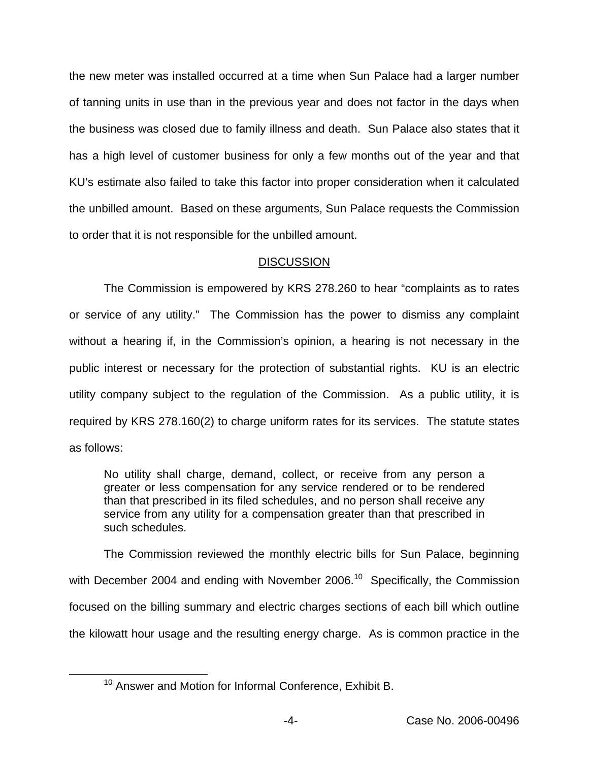the new meter was installed occurred at a time when Sun Palace had a larger number of tanning units in use than in the previous year and does not factor in the days when the business was closed due to family illness and death. Sun Palace also states that it has a high level of customer business for only a few months out of the year and that KU's estimate also failed to take this factor into proper consideration when it calculated the unbilled amount. Based on these arguments, Sun Palace requests the Commission to order that it is not responsible for the unbilled amount.

## DISCUSSION

The Commission is empowered by KRS 278.260 to hear "complaints as to rates or service of any utility." The Commission has the power to dismiss any complaint without a hearing if, in the Commission's opinion, a hearing is not necessary in the public interest or necessary for the protection of substantial rights. KU is an electric utility company subject to the regulation of the Commission. As a public utility, it is required by KRS 278.160(2) to charge uniform rates for its services. The statute states as follows:

> No utility shall charge, demand, collect, or receive from any person a greater or less compensation for any service rendered or to be rendered than that prescribed in its filed schedules, and no person shall receive any service from any utility for a compensation greater than that prescribed in such schedules.

The Commission reviewed the monthly electric bills for Sun Palace, beginning with December 2004 and ending with November 2006.[10] Specifically, the Commission focused on the billing summary and electric charges sections of each bill which outline the kilowatt hour usage and the resulting energy charge. As is common practice in the

[10] Answer and Motion for Informal Conference, Exhibit B.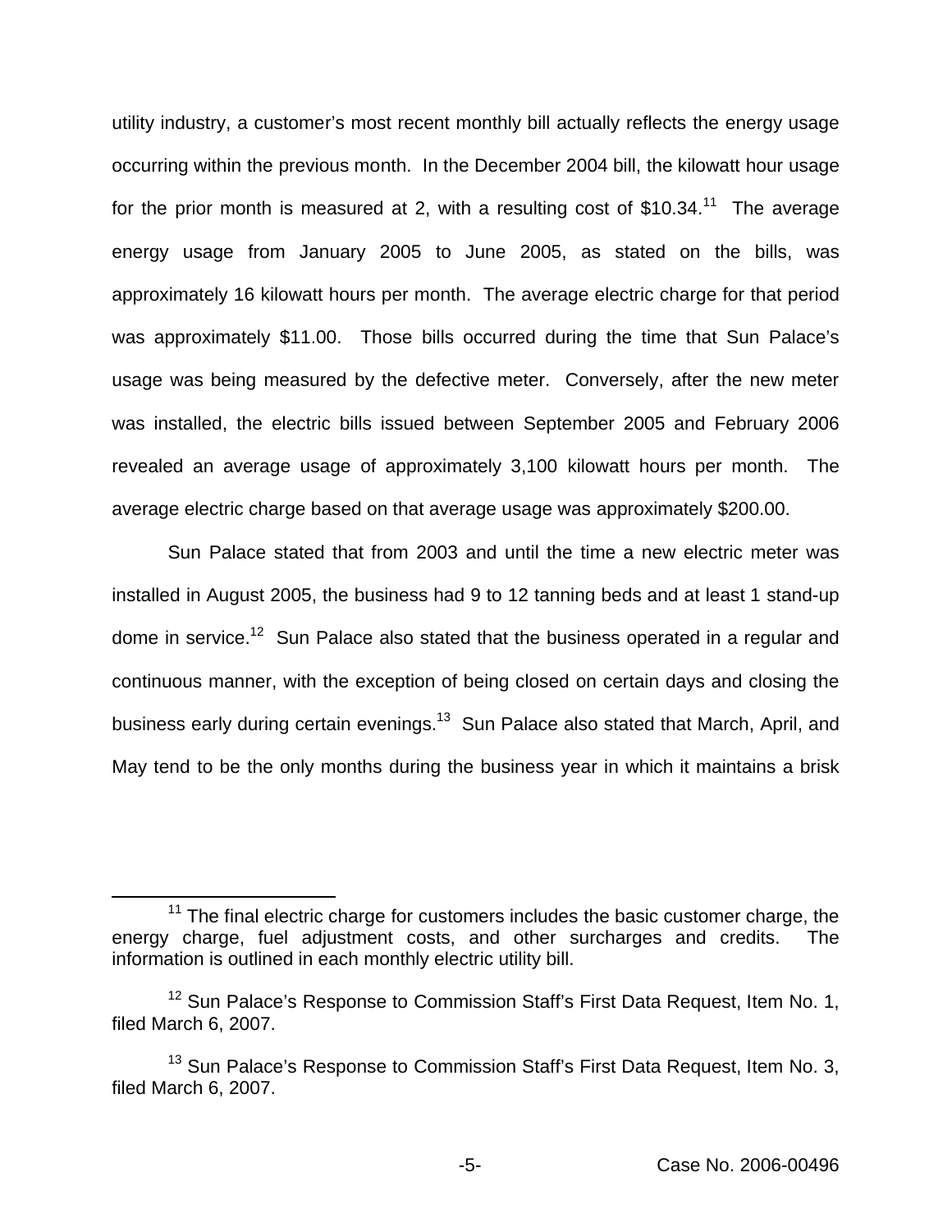utility industry, a customer's most recent monthly bill actually reflects the energy usage occurring within the previous month. In the December 2004 bill, the kilowatt hour usage for the prior month is measured at 2, with a resulting cost of $10.34.[11] The average energy usage from January 2005 to June 2005, as stated on the bills, was approximately 16 kilowatt hours per month. The average electric charge for that period was approximately $11.00. Those bills occurred during the time that Sun Palace's usage was being measured by the defective meter. Conversely, after the new meter was installed, the electric bills issued between September 2005 and February 2006 revealed an average usage of approximately 3,100 kilowatt hours per month. The average electric charge based on that average usage was approximately $200.00.

Sun Palace stated that from 2003 and until the time a new electric meter was installed in August 2005, the business had 9 to 12 tanning beds and at least 1 stand-up dome in service.[12] Sun Palace also stated that the business operated in a regular and continuous manner, with the exception of being closed on certain days and closing the business early during certain evenings.[13] Sun Palace also stated that March, April, and May tend to be the only months during the business year in which it maintains a brisk

---

[11] The final electric charge for customers includes the basic customer charge, the energy charge, fuel adjustment costs, and other surcharges and credits. The information is outlined in each monthly electric utility bill.

[12] Sun Palace's Response to Commission Staff's First Data Request, Item No. 1, filed March 6, 2007.

[13] Sun Palace's Response to Commission Staff's First Data Request, Item No. 3, filed March 6, 2007.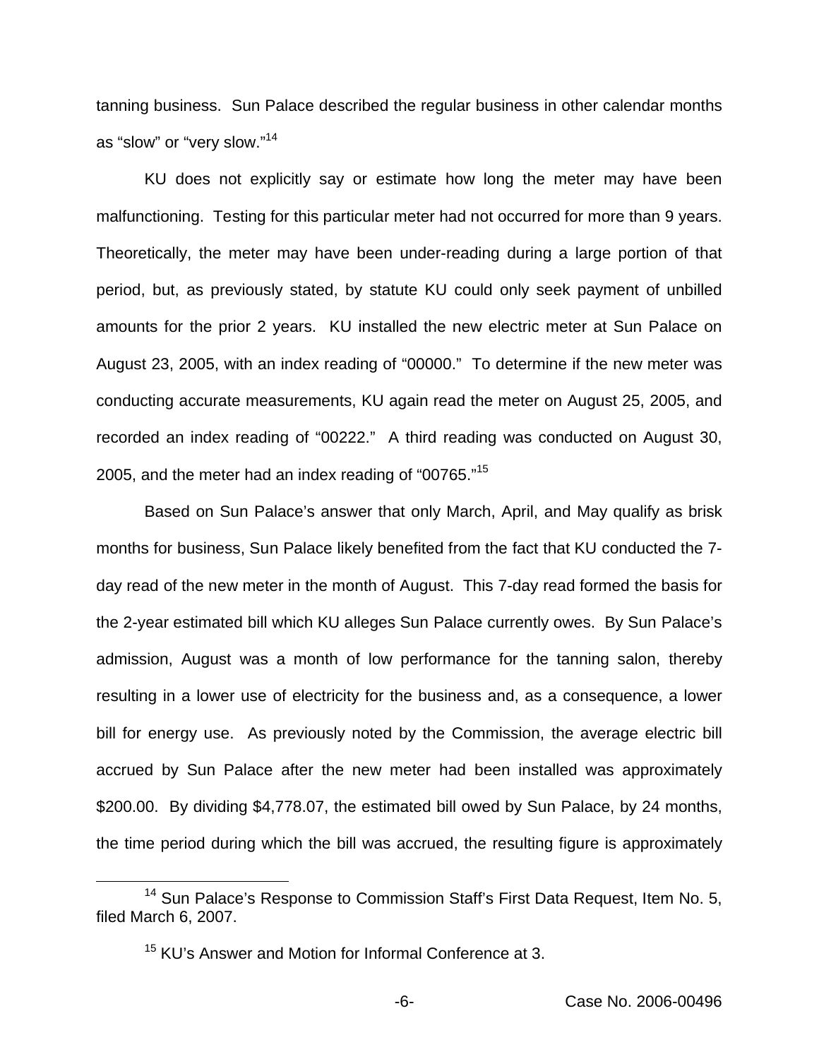tanning business. Sun Palace described the regular business in other calendar months as "slow" or "very slow."[14]

KU does not explicitly say or estimate how long the meter may have been malfunctioning. Testing for this particular meter had not occurred for more than 9 years. Theoretically, the meter may have been under-reading during a large portion of that period, but, as previously stated, by statute KU could only seek payment of unbilled amounts for the prior 2 years. KU installed the new electric meter at Sun Palace on August 23, 2005, with an index reading of "00000." To determine if the new meter was conducting accurate measurements, KU again read the meter on August 25, 2005, and recorded an index reading of "00222." A third reading was conducted on August 30, 2005, and the meter had an index reading of "00765."[15]

Based on Sun Palace's answer that only March, April, and May qualify as brisk months for business, Sun Palace likely benefited from the fact that KU conducted the 7-day read of the new meter in the month of August. This 7-day read formed the basis for the 2-year estimated bill which KU alleges Sun Palace currently owes. By Sun Palace's admission, August was a month of low performance for the tanning salon, thereby resulting in a lower use of electricity for the business and, as a consequence, a lower bill for energy use. As previously noted by the Commission, the average electric bill accrued by Sun Palace after the new meter had been installed was approximately $200.00. By dividing $4,778.07, the estimated bill owed by Sun Palace, by 24 months, the time period during which the bill was accrued, the resulting figure is approximately

[14] Sun Palace's Response to Commission Staff's First Data Request, Item No. 5, filed March 6, 2007.

[15] KU's Answer and Motion for Informal Conference at 3.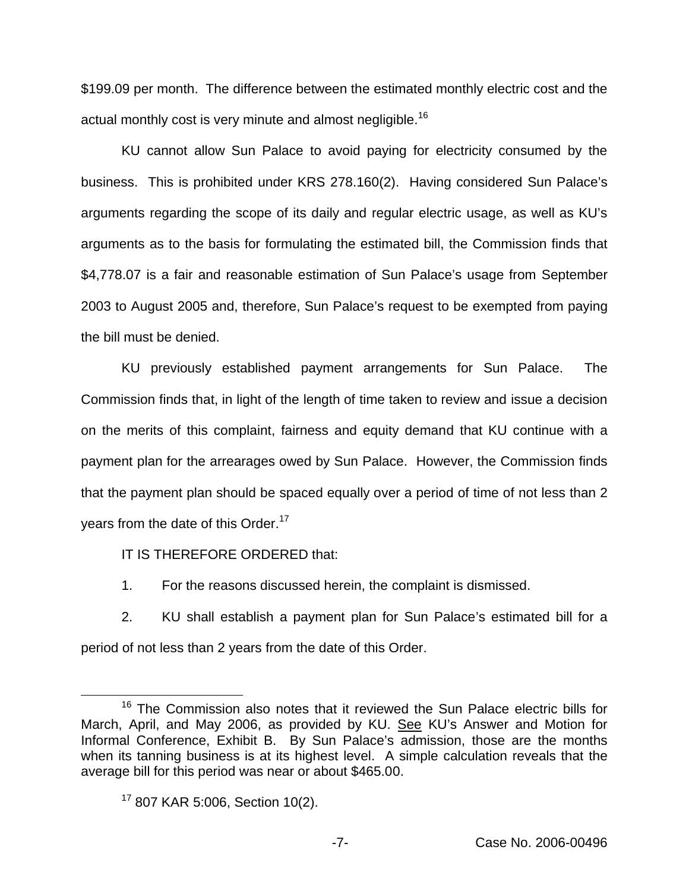$199.09 per month. The difference between the estimated monthly electric cost and the actual monthly cost is very minute and almost negligible.[16]

KU cannot allow Sun Palace to avoid paying for electricity consumed by the business. This is prohibited under KRS 278.160(2). Having considered Sun Palace's arguments regarding the scope of its daily and regular electric usage, as well as KU's arguments as to the basis for formulating the estimated bill, the Commission finds that $4,778.07 is a fair and reasonable estimation of Sun Palace's usage from September 2003 to August 2005 and, therefore, Sun Palace's request to be exempted from paying the bill must be denied.

KU previously established payment arrangements for Sun Palace. The Commission finds that, in light of the length of time taken to review and issue a decision on the merits of this complaint, fairness and equity demand that KU continue with a payment plan for the arrearages owed by Sun Palace. However, the Commission finds that the payment plan should be spaced equally over a period of time of not less than 2 years from the date of this Order.[17]

IT IS THEREFORE ORDERED that:

1. For the reasons discussed herein, the complaint is dismissed.

2. KU shall establish a payment plan for Sun Palace's estimated bill for a period of not less than 2 years from the date of this Order.

---

[16] The Commission also notes that it reviewed the Sun Palace electric bills for March, April, and May 2006, as provided by KU. See KU's Answer and Motion for Informal Conference, Exhibit B. By Sun Palace's admission, those are the months when its tanning business is at its highest level. A simple calculation reveals that the average bill for this period was near or about $465.00.

[17] 807 KAR 5:006, Section 10(2).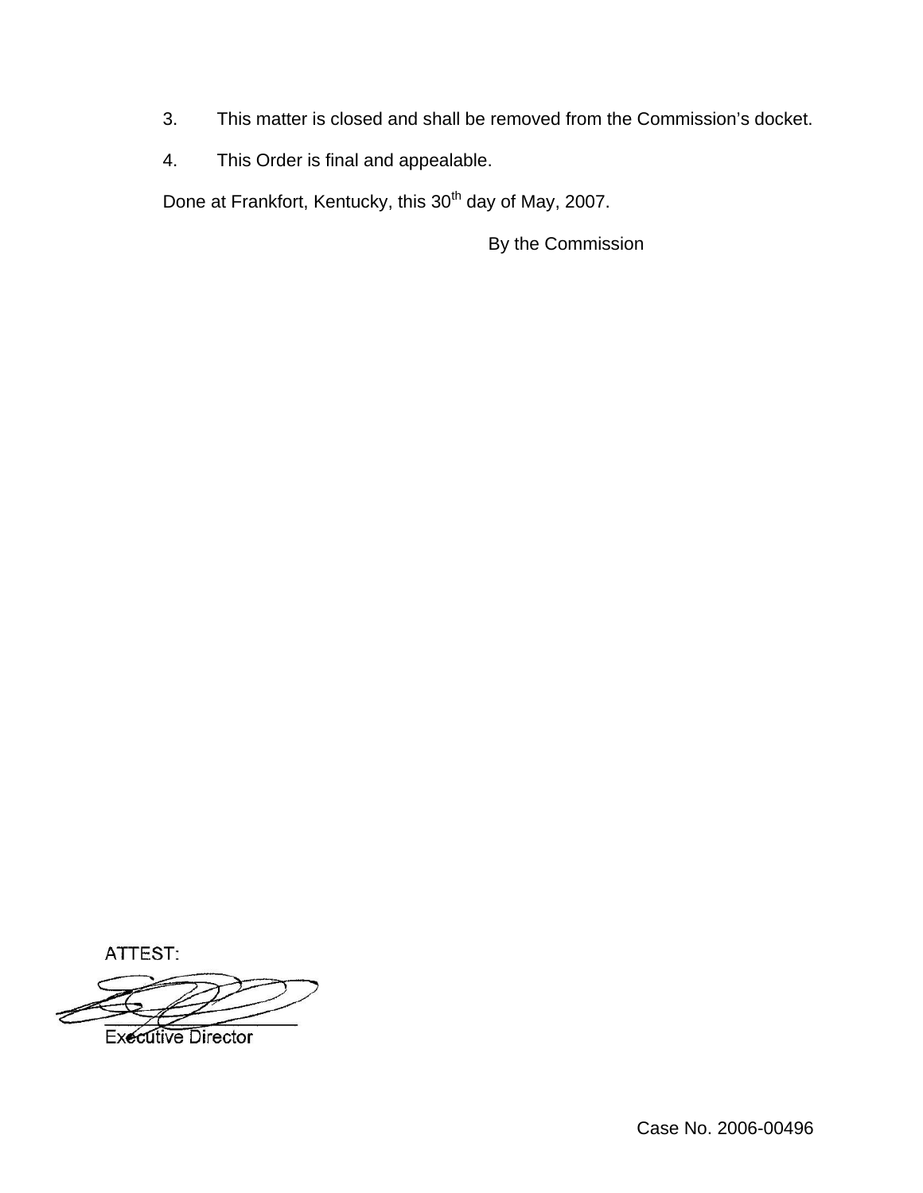3. This matter is closed and shall be removed from the Commission's docket.

4. This Order is final and appealable.

Done at Frankfort, Kentucky, this 30th day of May, 2007.

By the Commission

ATTEST:

Executive Director

Case No. 2006-00496